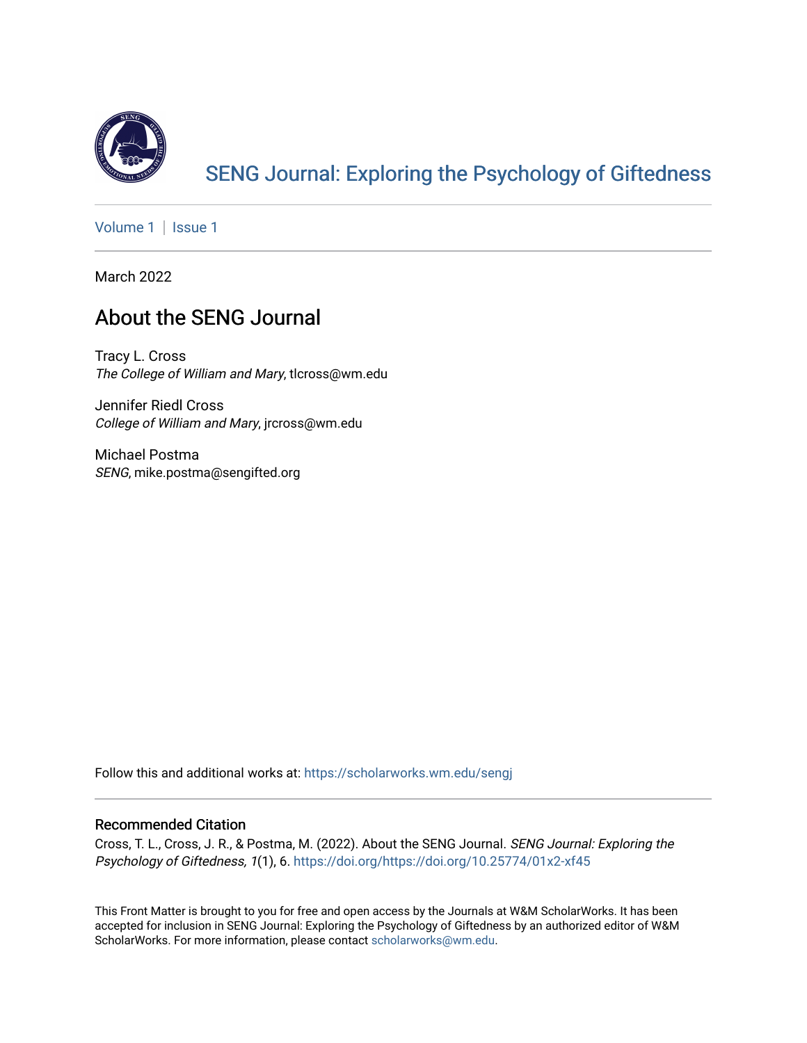# SENG Journal: Exploring the Psychology of Giftedness

Volume 1 | Issue 1

March 2022

## About the SENG Journal

Tracy L. Cross
*The College of William and Mary*, tlcross@wm.edu

Jennifer Riedl Cross
*College of William and Mary*, jrcross@wm.edu

Michael Postma
*SENG*, mike.postma@sengifted.org

Follow this and additional works at: https://scholarworks.wm.edu/sengj

### Recommended Citation

Cross, T. L., Cross, J. R., & Postma, M. (2022). About the SENG Journal. *SENG Journal: Exploring the Psychology of Giftedness, 1*(1), 6. https://doi.org/https://doi.org/10.25774/01x2-xf45

This Front Matter is brought to you for free and open access by the Journals at W&M ScholarWorks. It has been accepted for inclusion in SENG Journal: Exploring the Psychology of Giftedness by an authorized editor of W&M ScholarWorks. For more information, please contact scholarworks@wm.edu.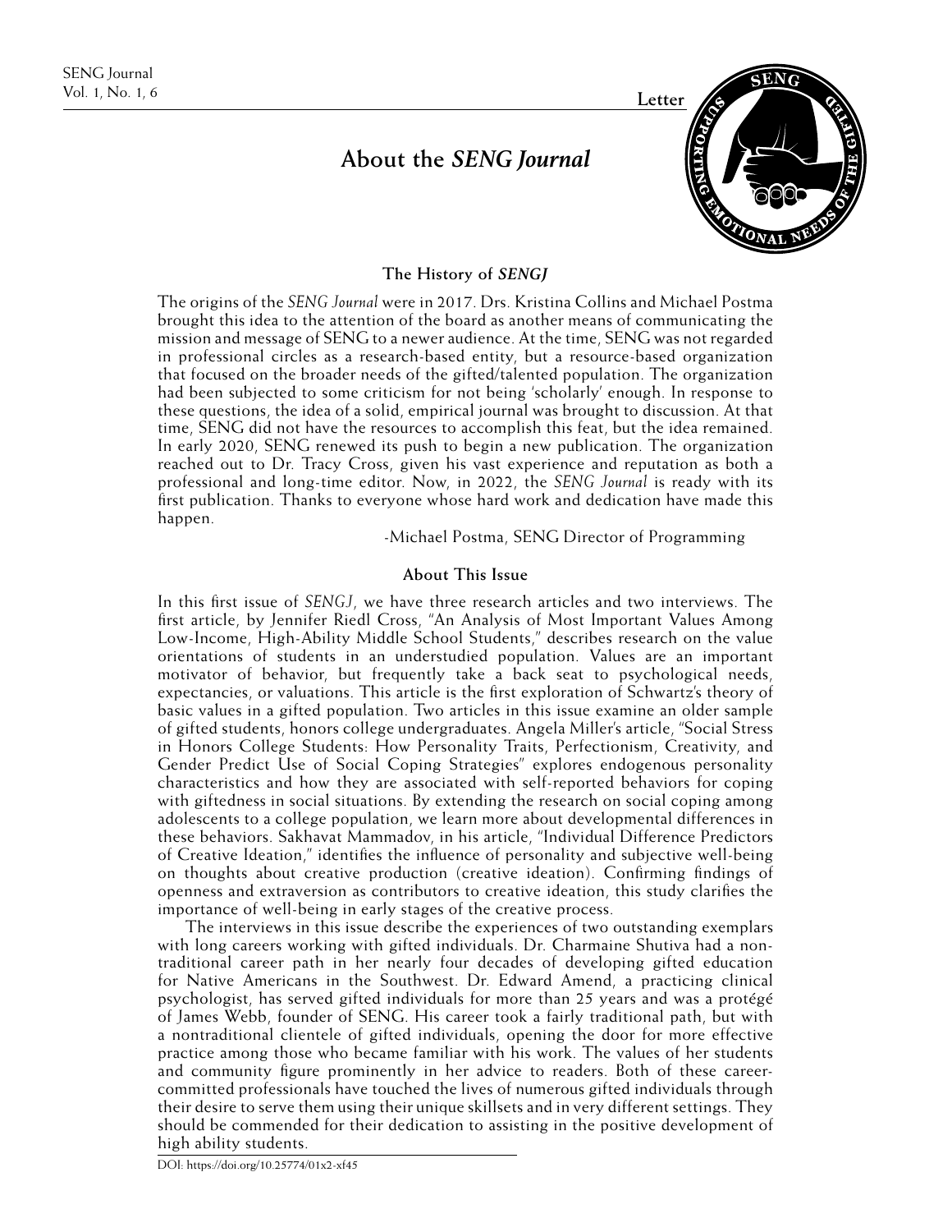Letter

# About the *SENG Journal*

### The History of *SENGJ*

The origins of the *SENG Journal* were in 2017. Drs. Kristina Collins and Michael Postma brought this idea to the attention of the board as another means of communicating the mission and message of SENG to a newer audience. At the time, SENG was not regarded in professional circles as a research-based entity, but a resource-based organization that focused on the broader needs of the gifted/talented population. The organization had been subjected to some criticism for not being 'scholarly' enough. In response to these questions, the idea of a solid, empirical journal was brought to discussion. At that time, SENG did not have the resources to accomplish this feat, but the idea remained. In early 2020, SENG renewed its push to begin a new publication. The organization reached out to Dr. Tracy Cross, given his vast experience and reputation as both a professional and long-time editor. Now, in 2022, the *SENG Journal* is ready with its first publication. Thanks to everyone whose hard work and dedication have made this happen.

-Michael Postma, SENG Director of Programming

### About This Issue

In this first issue of *SENGJ*, we have three research articles and two interviews. The first article, by Jennifer Riedl Cross, "An Analysis of Most Important Values Among Low-Income, High-Ability Middle School Students," describes research on the value orientations of students in an understudied population. Values are an important motivator of behavior, but frequently take a back seat to psychological needs, expectancies, or valuations. This article is the first exploration of Schwartz's theory of basic values in a gifted population. Two articles in this issue examine an older sample of gifted students, honors college undergraduates. Angela Miller's article, "Social Stress in Honors College Students: How Personality Traits, Perfectionism, Creativity, and Gender Predict Use of Social Coping Strategies" explores endogenous personality characteristics and how they are associated with self-reported behaviors for coping with giftedness in social situations. By extending the research on social coping among adolescents to a college population, we learn more about developmental differences in these behaviors. Sakhavat Mammadov, in his article, "Individual Difference Predictors of Creative Ideation," identifies the influence of personality and subjective well-being on thoughts about creative production (creative ideation). Confirming findings of openness and extraversion as contributors to creative ideation, this study clarifies the importance of well-being in early stages of the creative process.

The interviews in this issue describe the experiences of two outstanding exemplars with long careers working with gifted individuals. Dr. Charmaine Shutiva had a non-traditional career path in her nearly four decades of developing gifted education for Native Americans in the Southwest. Dr. Edward Amend, a practicing clinical psychologist, has served gifted individuals for more than 25 years and was a protégé of James Webb, founder of SENG. His career took a fairly traditional path, but with a nontraditional clientele of gifted individuals, opening the door for more effective practice among those who became familiar with his work. The values of her students and community figure prominently in her advice to readers. Both of these career-committed professionals have touched the lives of numerous gifted individuals through their desire to serve them using their unique skillsets and in very different settings. They should be commended for their dedication to assisting in the positive development of high ability students.

DOI: https://doi.org/10.25774/01x2-xf45